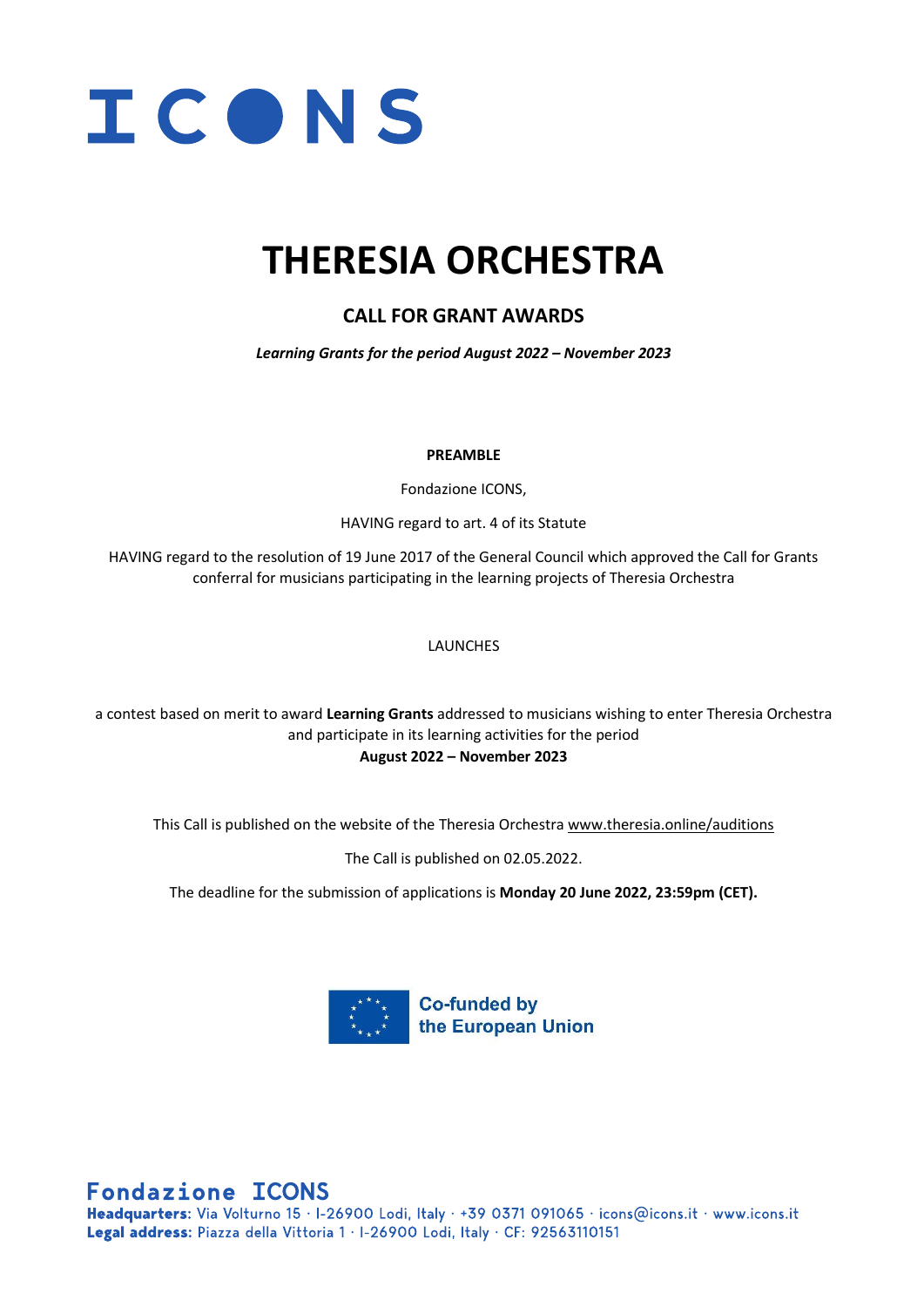ICONS

# THERESIA ORCHESTRA

## CALL FOR GRANT AWARDS

***Learning Grants for the period August 2022 – November 2023***

**PREAMBLE**

Fondazione ICONS,

HAVING regard to art. 4 of its Statute

HAVING regard to the resolution of 19 June 2017 of the General Council which approved the Call for Grants conferral for musicians participating in the learning projects of Theresia Orchestra

LAUNCHES

a contest based on merit to award **Learning Grants** addressed to musicians wishing to enter Theresia Orchestra and participate in its learning activities for the period
**August 2022 – November 2023**

This Call is published on the website of the Theresia Orchestra www.theresia.online/auditions

The Call is published on 02.05.2022.

The deadline for the submission of applications is **Monday 20 June 2022, 23:59pm (CET).**

Co-funded by the European Union

**Fondazione ICONS**
**Headquarters:** Via Volturno 15 · I-26900 Lodi, Italy · +39 0371 091065 · icons@icons.it · www.icons.it
**Legal address:** Piazza della Vittoria 1 · I-26900 Lodi, Italy · CF: 92563110151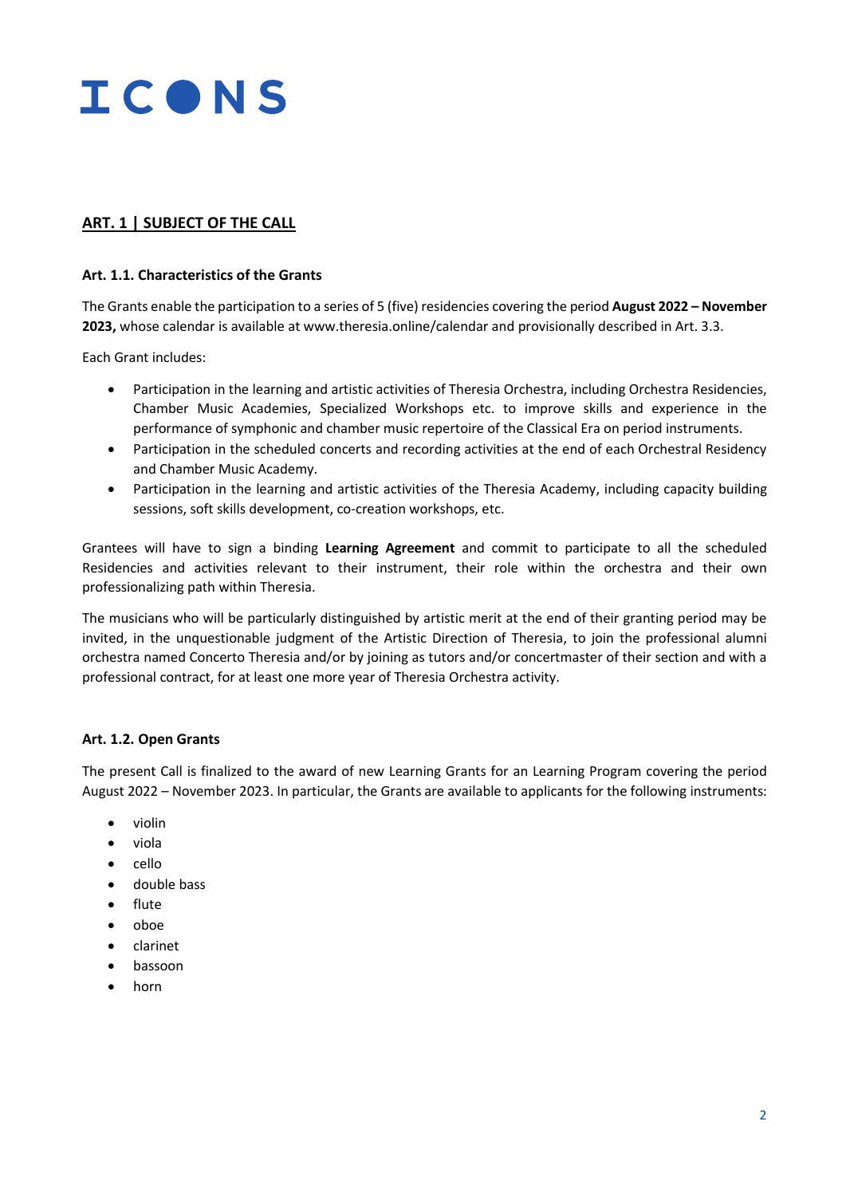## ART. 1 | SUBJECT OF THE CALL

### Art. 1.1. Characteristics of the Grants

The Grants enable the participation to a series of 5 (five) residencies covering the period **August 2022 – November 2023,** whose calendar is available at www.theresia.online/calendar and provisionally described in Art. 3.3.

Each Grant includes:

- Participation in the learning and artistic activities of Theresia Orchestra, including Orchestra Residencies, Chamber Music Academies, Specialized Workshops etc. to improve skills and experience in the performance of symphonic and chamber music repertoire of the Classical Era on period instruments.
- Participation in the scheduled concerts and recording activities at the end of each Orchestral Residency and Chamber Music Academy.
- Participation in the learning and artistic activities of the Theresia Academy, including capacity building sessions, soft skills development, co-creation workshops, etc.

Grantees will have to sign a binding **Learning Agreement** and commit to participate to all the scheduled Residencies and activities relevant to their instrument, their role within the orchestra and their own professionalizing path within Theresia.

The musicians who will be particularly distinguished by artistic merit at the end of their granting period may be invited, in the unquestionable judgment of the Artistic Direction of Theresia, to join the professional alumni orchestra named Concerto Theresia and/or by joining as tutors and/or concertmaster of their section and with a professional contract, for at least one more year of Theresia Orchestra activity.

### Art. 1.2. Open Grants

The present Call is finalized to the award of new Learning Grants for an Learning Program covering the period August 2022 – November 2023. In particular, the Grants are available to applicants for the following instruments:

- violin
- viola
- cello
- double bass
- flute
- oboe
- clarinet
- bassoon
- horn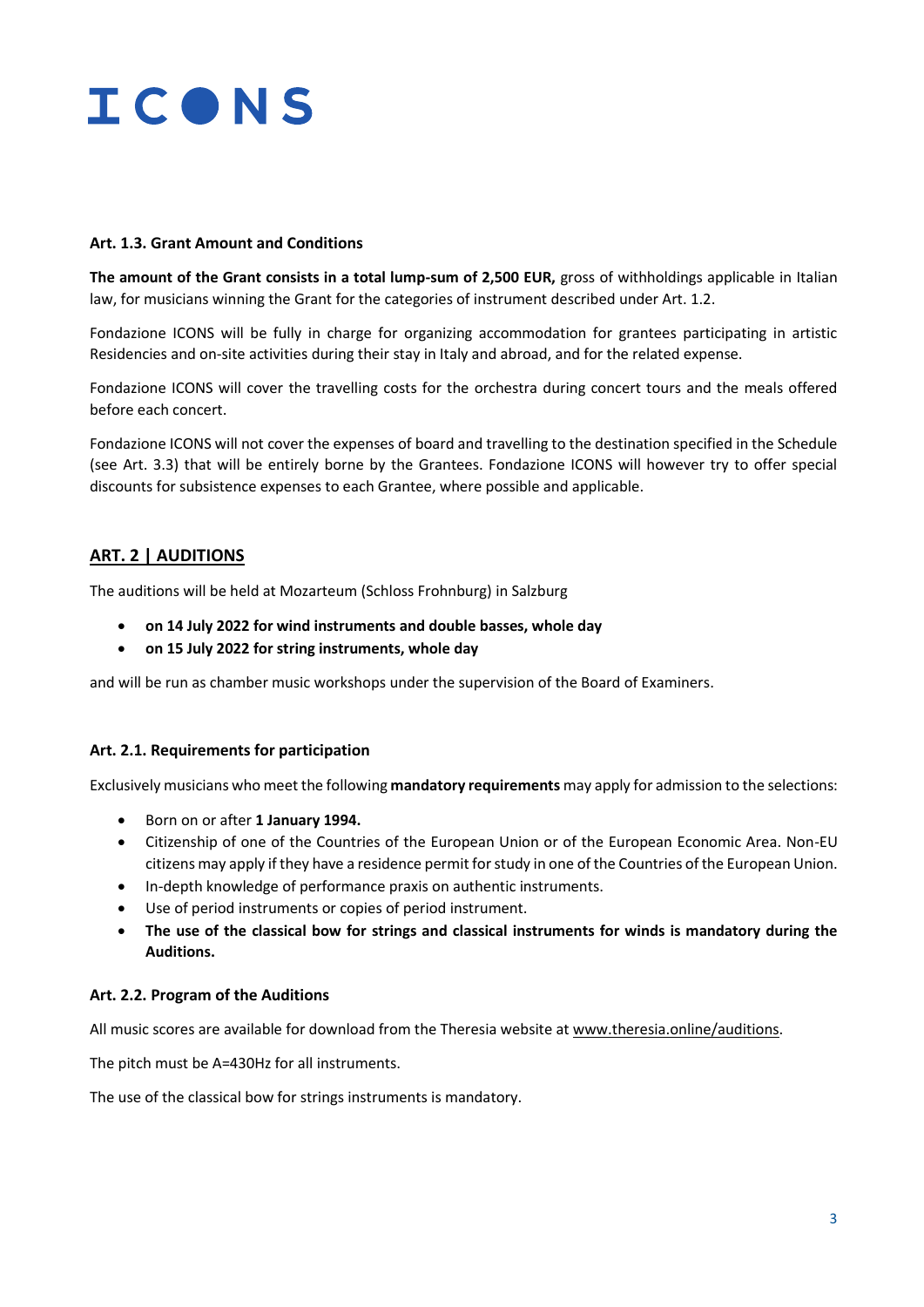#### Art. 1.3. Grant Amount and Conditions

**The amount of the Grant consists in a total lump-sum of 2,500 EUR,** gross of withholdings applicable in Italian law, for musicians winning the Grant for the categories of instrument described under Art. 1.2.

Fondazione ICONS will be fully in charge for organizing accommodation for grantees participating in artistic Residencies and on-site activities during their stay in Italy and abroad, and for the related expense.

Fondazione ICONS will cover the travelling costs for the orchestra during concert tours and the meals offered before each concert.

Fondazione ICONS will not cover the expenses of board and travelling to the destination specified in the Schedule (see Art. 3.3) that will be entirely borne by the Grantees. Fondazione ICONS will however try to offer special discounts for subsistence expenses to each Grantee, where possible and applicable.

## ART. 2 | AUDITIONS

The auditions will be held at Mozarteum (Schloss Frohnburg) in Salzburg

- **on 14 July 2022 for wind instruments and double basses, whole day**
- **on 15 July 2022 for string instruments, whole day**

and will be run as chamber music workshops under the supervision of the Board of Examiners.

#### Art. 2.1. Requirements for participation

Exclusively musicians who meet the following **mandatory requirements** may apply for admission to the selections:

- Born on or after **1 January 1994.**
- Citizenship of one of the Countries of the European Union or of the European Economic Area. Non-EU citizens may apply if they have a residence permit for study in one of the Countries of the European Union.
- In-depth knowledge of performance praxis on authentic instruments.
- Use of period instruments or copies of period instrument.
- **The use of the classical bow for strings and classical instruments for winds is mandatory during the Auditions.**

#### Art. 2.2. Program of the Auditions

All music scores are available for download from the Theresia website at www.theresia.online/auditions.

The pitch must be A=430Hz for all instruments.

The use of the classical bow for strings instruments is mandatory.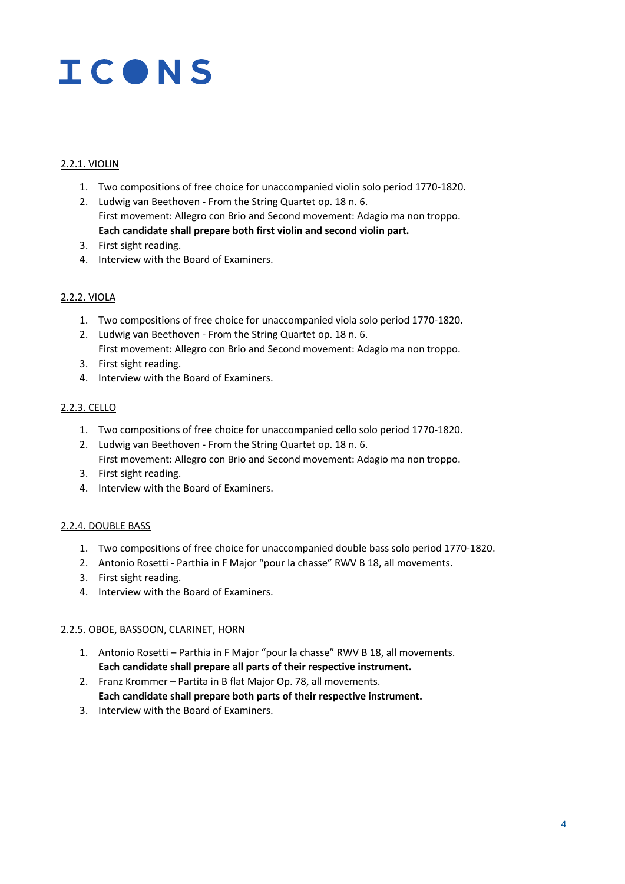ICONS

#### 2.2.1. VIOLIN

1. Two compositions of free choice for unaccompanied violin solo period 1770-1820.
2. Ludwig van Beethoven - From the String Quartet op. 18 n. 6.
   First movement: Allegro con Brio and Second movement: Adagio ma non troppo.
   **Each candidate shall prepare both first violin and second violin part.**
3. First sight reading.
4. Interview with the Board of Examiners.

#### 2.2.2. VIOLA

1. Two compositions of free choice for unaccompanied viola solo period 1770-1820.
2. Ludwig van Beethoven - From the String Quartet op. 18 n. 6.
   First movement: Allegro con Brio and Second movement: Adagio ma non troppo.
3. First sight reading.
4. Interview with the Board of Examiners.

#### 2.2.3. CELLO

1. Two compositions of free choice for unaccompanied cello solo period 1770-1820.
2. Ludwig van Beethoven - From the String Quartet op. 18 n. 6.
   First movement: Allegro con Brio and Second movement: Adagio ma non troppo.
3. First sight reading.
4. Interview with the Board of Examiners.

#### 2.2.4. DOUBLE BASS

1. Two compositions of free choice for unaccompanied double bass solo period 1770-1820.
2. Antonio Rosetti - Parthia in F Major “pour la chasse” RWV B 18, all movements.
3. First sight reading.
4. Interview with the Board of Examiners.

#### 2.2.5. OBOE, BASSOON, CLARINET, HORN

1. Antonio Rosetti – Parthia in F Major “pour la chasse” RWV B 18, all movements.
   **Each candidate shall prepare all parts of their respective instrument.**
2. Franz Krommer – Partita in B flat Major Op. 78, all movements.
   **Each candidate shall prepare both parts of their respective instrument.**
3. Interview with the Board of Examiners.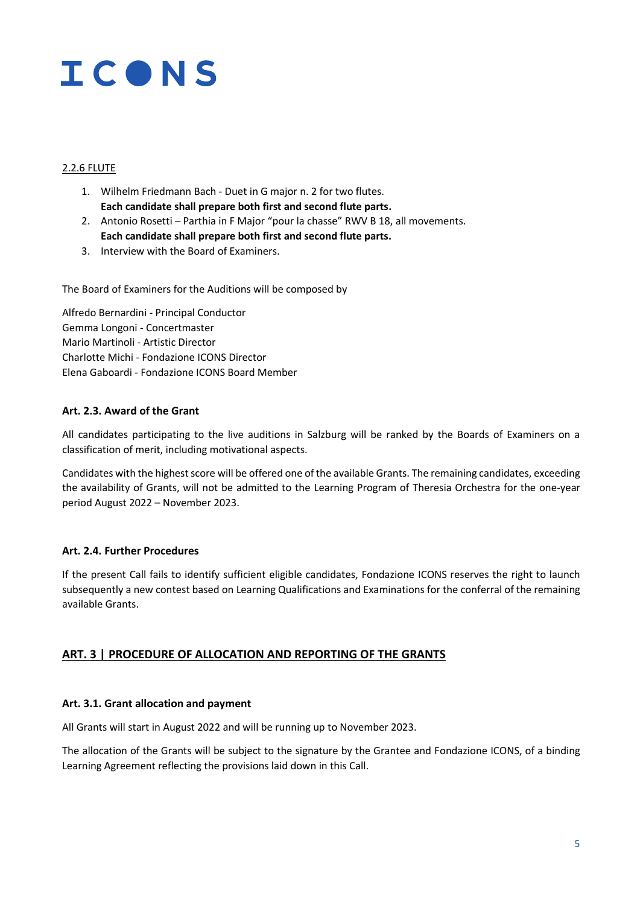ICONS

2.2.6 FLUTE

1. Wilhelm Friedmann Bach - Duet in G major n. 2 for two flutes.
   **Each candidate shall prepare both first and second flute parts.**
2. Antonio Rosetti – Parthia in F Major "pour la chasse" RWV B 18, all movements.
   **Each candidate shall prepare both first and second flute parts.**
3. Interview with the Board of Examiners.

The Board of Examiners for the Auditions will be composed by

Alfredo Bernardini - Principal Conductor
Gemma Longoni - Concertmaster
Mario Martinoli - Artistic Director
Charlotte Michi - Fondazione ICONS Director
Elena Gaboardi - Fondazione ICONS Board Member

#### Art. 2.3. Award of the Grant

All candidates participating to the live auditions in Salzburg will be ranked by the Boards of Examiners on a classification of merit, including motivational aspects.

Candidates with the highest score will be offered one of the available Grants. The remaining candidates, exceeding the availability of Grants, will not be admitted to the Learning Program of Theresia Orchestra for the one-year period August 2022 – November 2023.

#### Art. 2.4. Further Procedures

If the present Call fails to identify sufficient eligible candidates, Fondazione ICONS reserves the right to launch subsequently a new contest based on Learning Qualifications and Examinations for the conferral of the remaining available Grants.

## ART. 3 | PROCEDURE OF ALLOCATION AND REPORTING OF THE GRANTS

#### Art. 3.1. Grant allocation and payment

All Grants will start in August 2022 and will be running up to November 2023.

The allocation of the Grants will be subject to the signature by the Grantee and Fondazione ICONS, of a binding Learning Agreement reflecting the provisions laid down in this Call.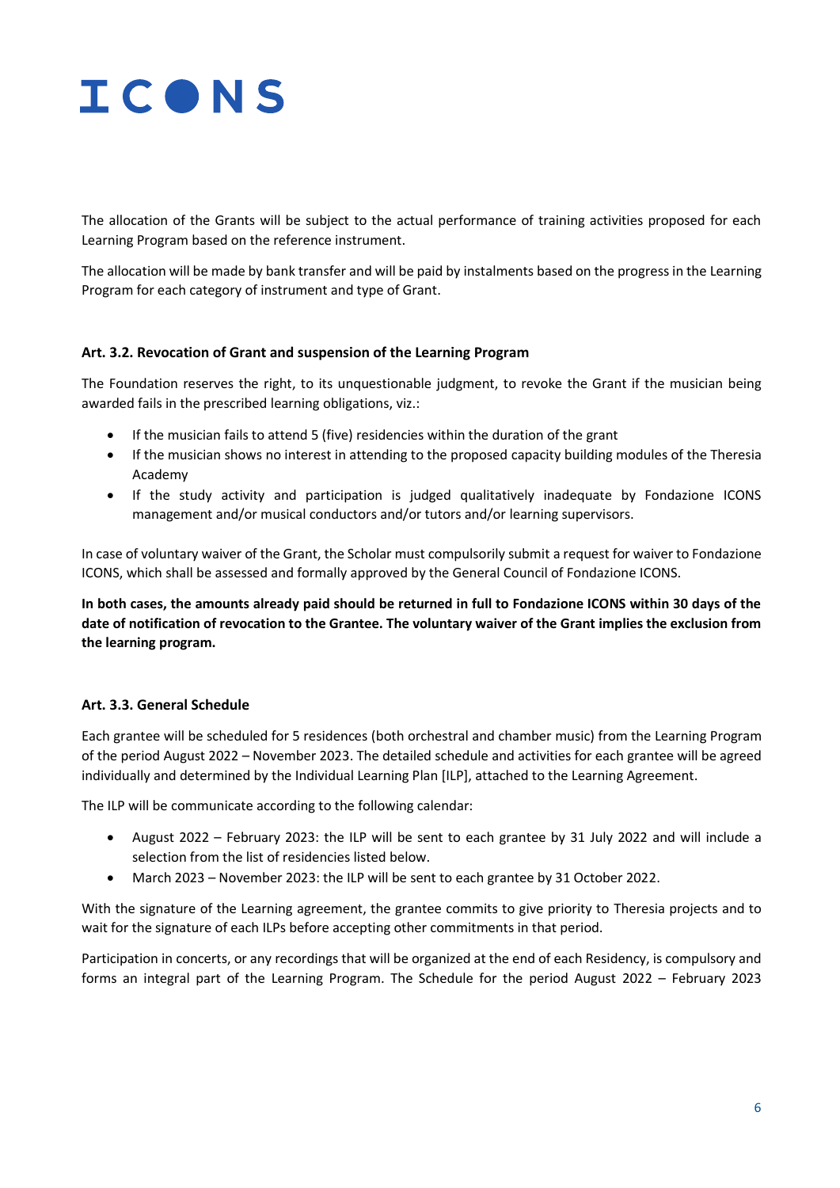The allocation of the Grants will be subject to the actual performance of training activities proposed for each Learning Program based on the reference instrument.

The allocation will be made by bank transfer and will be paid by instalments based on the progress in the Learning Program for each category of instrument and type of Grant.

### Art. 3.2. Revocation of Grant and suspension of the Learning Program

The Foundation reserves the right, to its unquestionable judgment, to revoke the Grant if the musician being awarded fails in the prescribed learning obligations, viz.:

- If the musician fails to attend 5 (five) residencies within the duration of the grant
- If the musician shows no interest in attending to the proposed capacity building modules of the Theresia Academy
- If the study activity and participation is judged qualitatively inadequate by Fondazione ICONS management and/or musical conductors and/or tutors and/or learning supervisors.

In case of voluntary waiver of the Grant, the Scholar must compulsorily submit a request for waiver to Fondazione ICONS, which shall be assessed and formally approved by the General Council of Fondazione ICONS.

**In both cases, the amounts already paid should be returned in full to Fondazione ICONS within 30 days of the date of notification of revocation to the Grantee. The voluntary waiver of the Grant implies the exclusion from the learning program.**

### Art. 3.3. General Schedule

Each grantee will be scheduled for 5 residences (both orchestral and chamber music) from the Learning Program of the period August 2022 – November 2023. The detailed schedule and activities for each grantee will be agreed individually and determined by the Individual Learning Plan [ILP], attached to the Learning Agreement.

The ILP will be communicate according to the following calendar:

- August 2022 – February 2023: the ILP will be sent to each grantee by 31 July 2022 and will include a selection from the list of residencies listed below.
- March 2023 – November 2023: the ILP will be sent to each grantee by 31 October 2022.

With the signature of the Learning agreement, the grantee commits to give priority to Theresia projects and to wait for the signature of each ILPs before accepting other commitments in that period.

Participation in concerts, or any recordings that will be organized at the end of each Residency, is compulsory and forms an integral part of the Learning Program. The Schedule for the period August 2022 – February 2023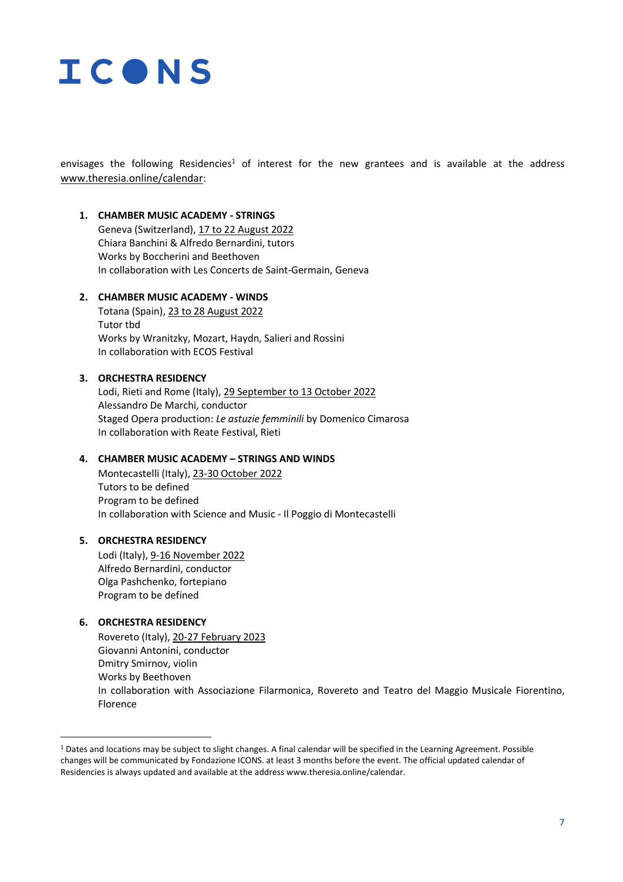envisages the following Residencies[1] of interest for the new grantees and is available at the address www.theresia.online/calendar:

1. **CHAMBER MUSIC ACADEMY - STRINGS**
   Geneva (Switzerland), 17 to 22 August 2022
   Chiara Banchini & Alfredo Bernardini, tutors
   Works by Boccherini and Beethoven
   In collaboration with Les Concerts de Saint-Germain, Geneva

2. **CHAMBER MUSIC ACADEMY - WINDS**
   Totana (Spain), 23 to 28 August 2022
   Tutor tbd
   Works by Wranitzky, Mozart, Haydn, Salieri and Rossini
   In collaboration with ECOS Festival

3. **ORCHESTRA RESIDENCY**
   Lodi, Rieti and Rome (Italy), 29 September to 13 October 2022
   Alessandro De Marchi, conductor
   Staged Opera production: *Le astuzie femminili* by Domenico Cimarosa
   In collaboration with Reate Festival, Rieti

4. **CHAMBER MUSIC ACADEMY – STRINGS AND WINDS**
   Montecastelli (Italy), 23-30 October 2022
   Tutors to be defined
   Program to be defined
   In collaboration with Science and Music - Il Poggio di Montecastelli

5. **ORCHESTRA RESIDENCY**
   Lodi (Italy), 9-16 November 2022
   Alfredo Bernardini, conductor
   Olga Pashchenko, fortepiano
   Program to be defined

6. **ORCHESTRA RESIDENCY**
   Rovereto (Italy), 20-27 February 2023
   Giovanni Antonini, conductor
   Dmitry Smirnov, violin
   Works by Beethoven
   In collaboration with Associazione Filarmonica, Rovereto and Teatro del Maggio Musicale Fiorentino, Florence

---

[1] Dates and locations may be subject to slight changes. A final calendar will be specified in the Learning Agreement. Possible changes will be communicated by Fondazione ICONS. at least 3 months before the event. The official updated calendar of Residencies is always updated and available at the address www.theresia.online/calendar.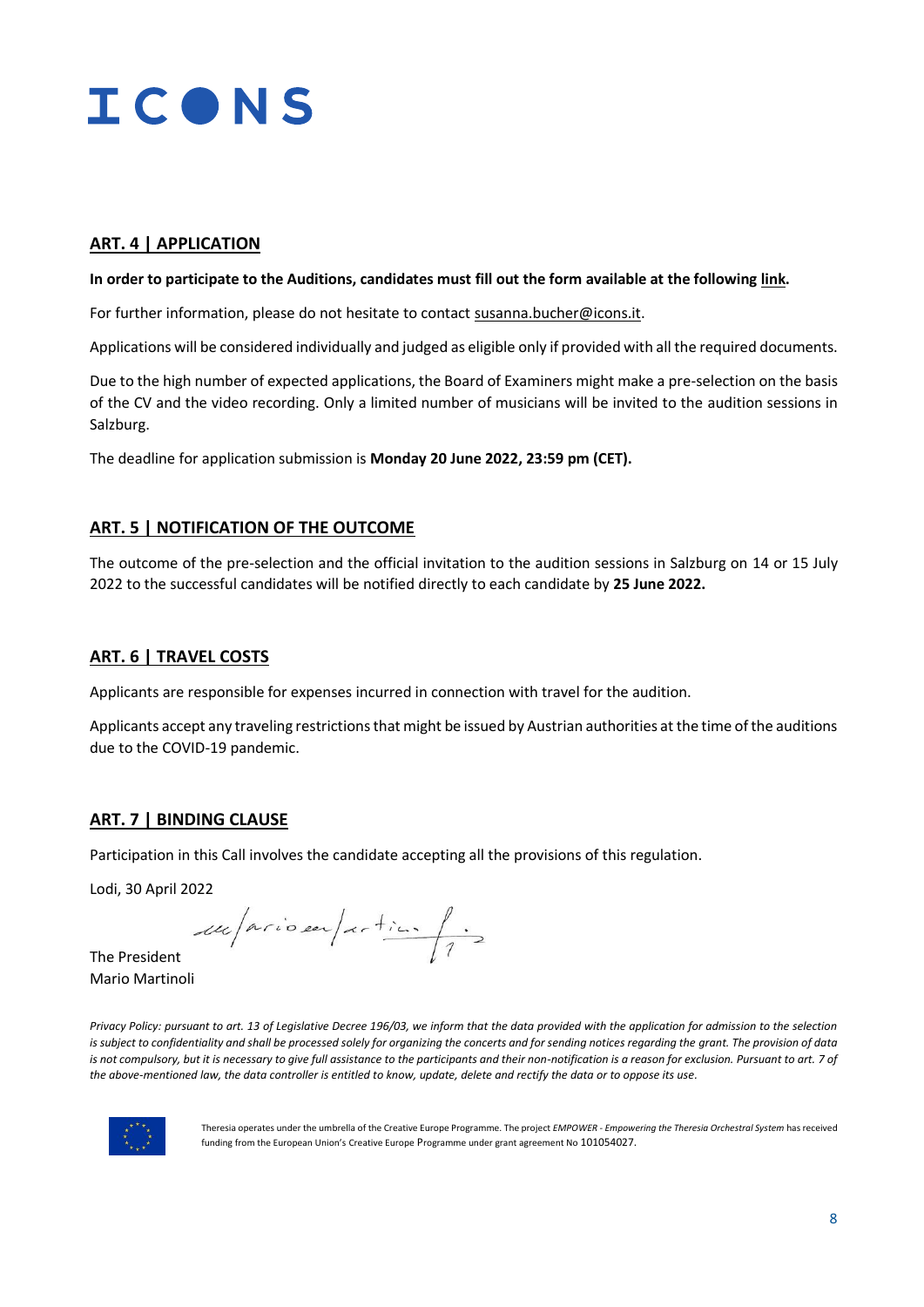## ART. 4 | APPLICATION

**In order to participate to the Auditions, candidates must fill out the form available at the following link.**

For further information, please do not hesitate to contact susanna.bucher@icons.it.

Applications will be considered individually and judged as eligible only if provided with all the required documents.

Due to the high number of expected applications, the Board of Examiners might make a pre-selection on the basis of the CV and the video recording. Only a limited number of musicians will be invited to the audition sessions in Salzburg.

The deadline for application submission is **Monday 20 June 2022, 23:59 pm (CET).**

## ART. 5 | NOTIFICATION OF THE OUTCOME

The outcome of the pre-selection and the official invitation to the audition sessions in Salzburg on 14 or 15 July 2022 to the successful candidates will be notified directly to each candidate by **25 June 2022.**

## ART. 6 | TRAVEL COSTS

Applicants are responsible for expenses incurred in connection with travel for the audition.

Applicants accept any traveling restrictions that might be issued by Austrian authorities at the time of the auditions due to the COVID-19 pandemic.

## ART. 7 | BINDING CLAUSE

Participation in this Call involves the candidate accepting all the provisions of this regulation.

Lodi, 30 April 2022

The President
Mario Martinoli

*Privacy Policy: pursuant to art. 13 of Legislative Decree 196/03, we inform that the data provided with the application for admission to the selection is subject to confidentiality and shall be processed solely for organizing the concerts and for sending notices regarding the grant. The provision of data is not compulsory, but it is necessary to give full assistance to the participants and their non-notification is a reason for exclusion. Pursuant to art. 7 of the above-mentioned law, the data controller is entitled to know, update, delete and rectify the data or to oppose its use.*

Theresia operates under the umbrella of the Creative Europe Programme. The project *EMPOWER - Empowering the Theresia Orchestral System* has received funding from the European Union's Creative Europe Programme under grant agreement No 101054027.